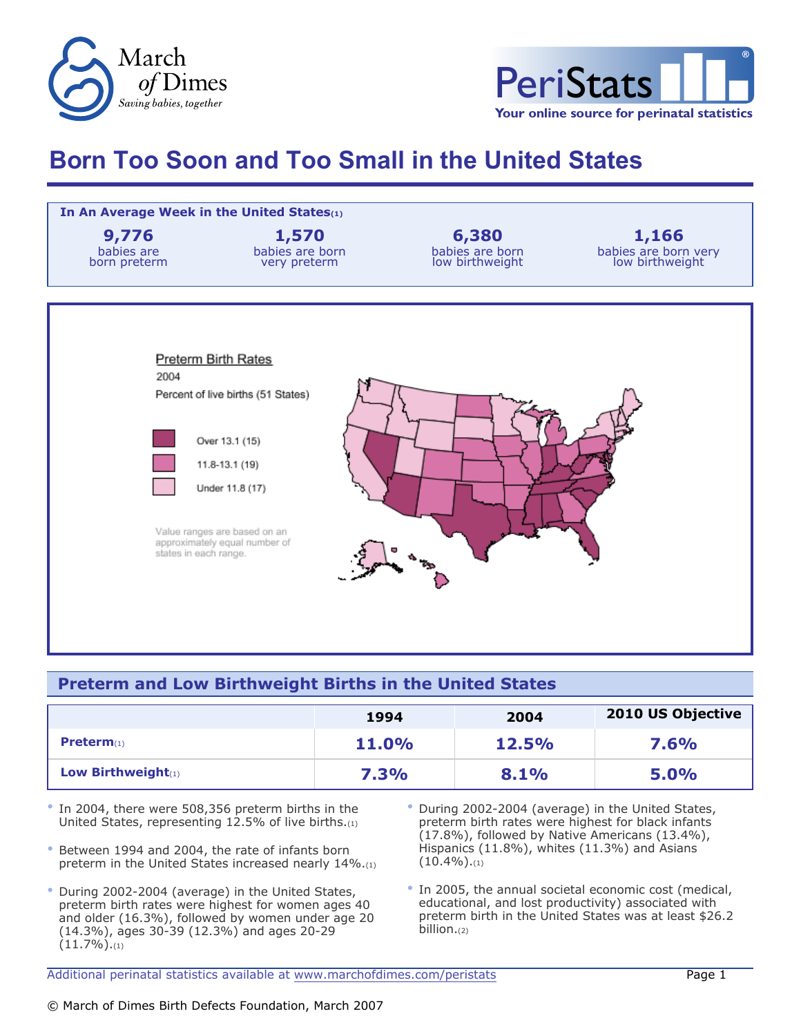March of Dimes
*Saving babies, together*

PeriStats
**Your online source for perinatal statistics**

# Born Too Soon and Too Small in the United States

**In An Average Week in the United States**(1)

| **9,776** | **1,570** | **6,380** | **1,166** |
|---|---|---|---|
| babies are born preterm | babies are born very preterm | babies are born low birthweight | babies are born very low birthweight |

Preterm Birth Rates
2004
Percent of live births (51 States)

- Over 13.1 (15)
- 11.8-13.1 (19)
- Under 11.8 (17)

Value ranges are based on an approximately equal number of states in each range.

## Preterm and Low Birthweight Births in the United States

| | 1994 | 2004 | 2010 US Objective |
|---|---|---|---|
| **Preterm**(1) | **11.0%** | **12.5%** | **7.6%** |
| **Low Birthweight**(1) | **7.3%** | **8.1%** | **5.0%** |

- In 2004, there were 508,356 preterm births in the United States, representing 12.5% of live births.(1)
- Between 1994 and 2004, the rate of infants born preterm in the United States increased nearly 14%.(1)
- During 2002-2004 (average) in the United States, preterm birth rates were highest for women ages 40 and older (16.3%), followed by women under age 20 (14.3%), ages 30-39 (12.3%) and ages 20-29 (11.7%).(1)
- During 2002-2004 (average) in the United States, preterm birth rates were highest for black infants (17.8%), followed by Native Americans (13.4%), Hispanics (11.8%), whites (11.3%) and Asians (10.4%).(1)
- In 2005, the annual societal economic cost (medical, educational, and lost productivity) associated with preterm birth in the United States was at least $26.2 billion.(2)

Additional perinatal statistics available at www.marchofdimes.com/peristats

© March of Dimes Birth Defects Foundation, March 2007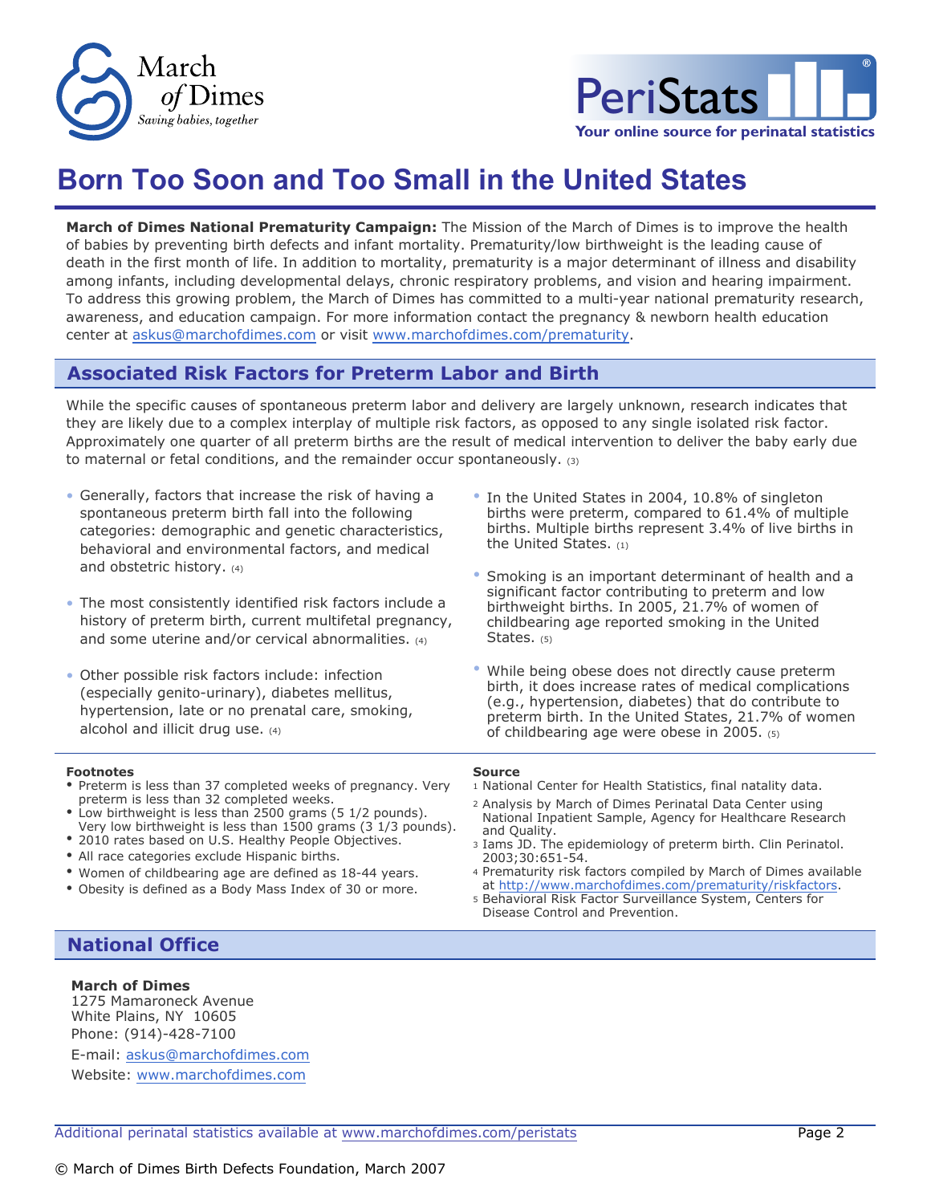March of Dimes
*of* Dimes
*Saving babies, together*

PeriStats®
**Your online source for perinatal statistics**

# Born Too Soon and Too Small in the United States

**March of Dimes National Prematurity Campaign:** The Mission of the March of Dimes is to improve the health of babies by preventing birth defects and infant mortality. Prematurity/low birthweight is the leading cause of death in the first month of life. In addition to mortality, prematurity is a major determinant of illness and disability among infants, including developmental delays, chronic respiratory problems, and vision and hearing impairment. To address this growing problem, the March of Dimes has committed to a multi-year national prematurity research, awareness, and education campaign. For more information contact the pregnancy & newborn health education center at askus@marchofdimes.com or visit www.marchofdimes.com/prematurity.

## Associated Risk Factors for Preterm Labor and Birth

While the specific causes of spontaneous preterm labor and delivery are largely unknown, research indicates that they are likely due to a complex interplay of multiple risk factors, as opposed to any single isolated risk factor. Approximately one quarter of all preterm births are the result of medical intervention to deliver the baby early due to maternal or fetal conditions, and the remainder occur spontaneously. (3)

- Generally, factors that increase the risk of having a spontaneous preterm birth fall into the following categories: demographic and genetic characteristics, behavioral and environmental factors, and medical and obstetric history. (4)
- The most consistently identified risk factors include a history of preterm birth, current multifetal pregnancy, and some uterine and/or cervical abnormalities. (4)
- Other possible risk factors include: infection (especially genito-urinary), diabetes mellitus, hypertension, late or no prenatal care, smoking, alcohol and illicit drug use. (4)
- In the United States in 2004, 10.8% of singleton births were preterm, compared to 61.4% of multiple births. Multiple births represent 3.4% of live births in the United States. (1)
- Smoking is an important determinant of health and a significant factor contributing to preterm and low birthweight births. In 2005, 21.7% of women of childbearing age reported smoking in the United States. (5)
- While being obese does not directly cause preterm birth, it does increase rates of medical complications (e.g., hypertension, diabetes) that do contribute to preterm birth. In the United States, 21.7% of women of childbearing age were obese in 2005. (5)

**Footnotes**

- Preterm is less than 37 completed weeks of pregnancy. Very preterm is less than 32 completed weeks.
- Low birthweight is less than 2500 grams (5 1/2 pounds). Very low birthweight is less than 1500 grams (3 1/3 pounds).
- 2010 rates based on U.S. Healthy People Objectives.
- All race categories exclude Hispanic births.
- Women of childbearing age are defined as 18-44 years.
- Obesity is defined as a Body Mass Index of 30 or more.

**Source**

1. National Center for Health Statistics, final natality data.
2. Analysis by March of Dimes Perinatal Data Center using National Inpatient Sample, Agency for Healthcare Research and Quality.
3. Iams JD. The epidemiology of preterm birth. Clin Perinatol. 2003;30:651-54.
4. Prematurity risk factors compiled by March of Dimes available at http://www.marchofdimes.com/prematurity/riskfactors.
5. Behavioral Risk Factor Surveillance System, Centers for Disease Control and Prevention.

## National Office

**March of Dimes**
1275 Mamaroneck Avenue
White Plains, NY 10605
Phone: (914)-428-7100
E-mail: askus@marchofdimes.com
Website: www.marchofdimes.com

Additional perinatal statistics available at www.marchofdimes.com/peristats

© March of Dimes Birth Defects Foundation, March 2007